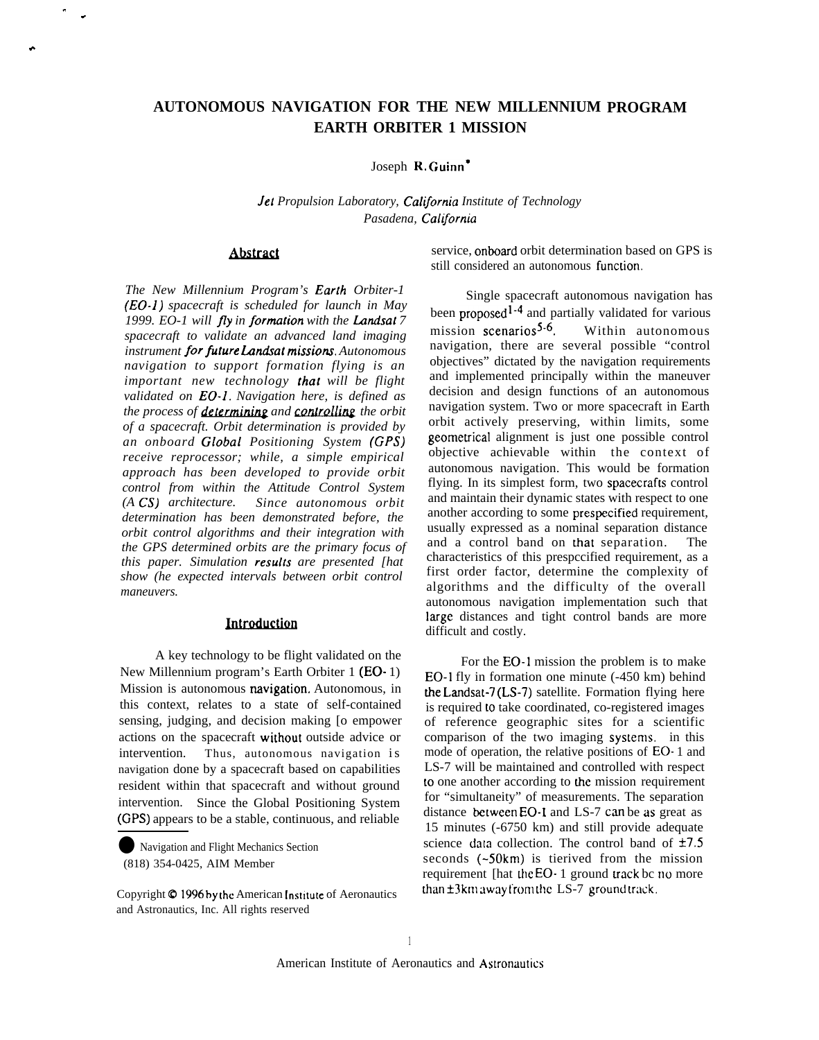# AUTONOMOUS NAVIGATION FOR THE NEW MILLENNIUM PROGRAM EARTH ORBITER 1 MISSION

Joseph R. Guinn*

*Jet Propulsion Laboratory, California Institute of Technology*
*Pasadena, California*

## Abstract

*The New Millennium Program's Earth Orbiter-1 (EO-1) spacecraft is scheduled for launch in May 1999. EO-1 will fly in formation with the Landsat 7 spacecraft to validate an advanced land imaging instrument for future Landsat missions. Autonomous navigation to support formation flying is an important new technology that will be flight validated on EO-1. Navigation here, is defined as the process of determining and controlling the orbit of a spacecraft. Orbit determination is provided by an onboard Global Positioning System (GPS) receive reprocessor; while, a simple empirical approach has been developed to provide orbit control from within the Attitude Control System (A CS) architecture. Since autonomous orbit determination has been demonstrated before, the orbit control algorithms and their integration with the GPS determined orbits are the primary focus of this paper. Simulation results are presented [hat show (he expected intervals between orbit control maneuvers.*

## Introduction

A key technology to be flight validated on the New Millennium program's Earth Orbiter 1 (EO- 1) Mission is autonomous navigation. Autonomous, in this context, relates to a state of self-contained sensing, judging, and decision making [o empower actions on the spacecraft without outside advice or intervention. Thus, autonomous navigation is navigation done by a spacecraft based on capabilities resident within that spacecraft and without ground intervention. Since the Global Positioning System (GPS) appears to be a stable, continuous, and reliable service, onboard orbit determination based on GPS is still considered an autonomous function.

Single spacecraft autonomous navigation has been proposed[1-4] and partially validated for various mission scenarios[5-6]. Within autonomous navigation, there are several possible "control objectives" dictated by the navigation requirements and implemented principally within the maneuver decision and design functions of an autonomous navigation system. Two or more spacecraft in Earth orbit actively preserving, within limits, some geometrical alignment is just one possible control objective achievable within the context of autonomous navigation. This would be formation flying. In its simplest form, two spacecrafts control and maintain their dynamic states with respect to one another according to some prespecified requirement, usually expressed as a nominal separation distance and a control band on that separation. The characteristics of this prespccified requirement, as a first order factor, determine the complexity of algorithms and the difficulty of the overall autonomous navigation implementation such that large distances and tight control bands are more difficult and costly.

For the EO-1 mission the problem is to make EO-1 fly in formation one minute (-450 km) behind the Landsat-7 (LS-7) satellite. Formation flying here is required to take coordinated, co-registered images of reference geographic sites for a scientific comparison of the two imaging systems. in this mode of operation, the relative positions of EO- 1 and LS-7 will be maintained and controlled with respect to one another according to the mission requirement for "simultaneity" of measurements. The separation distance between EO-1 and LS-7 can be as great as 15 minutes (-6750 km) and still provide adequate science data collection. The control band of ±7.5 seconds (~50km) is tierived from the mission requirement [hat the EO- 1 ground track bc no more than ±3km away from the LS-7 ground track.

---

* Navigation and Flight Mechanics Section
(818) 354-0425, AIM Member

Copyright © 1996 by the American Institute of Aeronautics and Astronautics, Inc. All rights reserved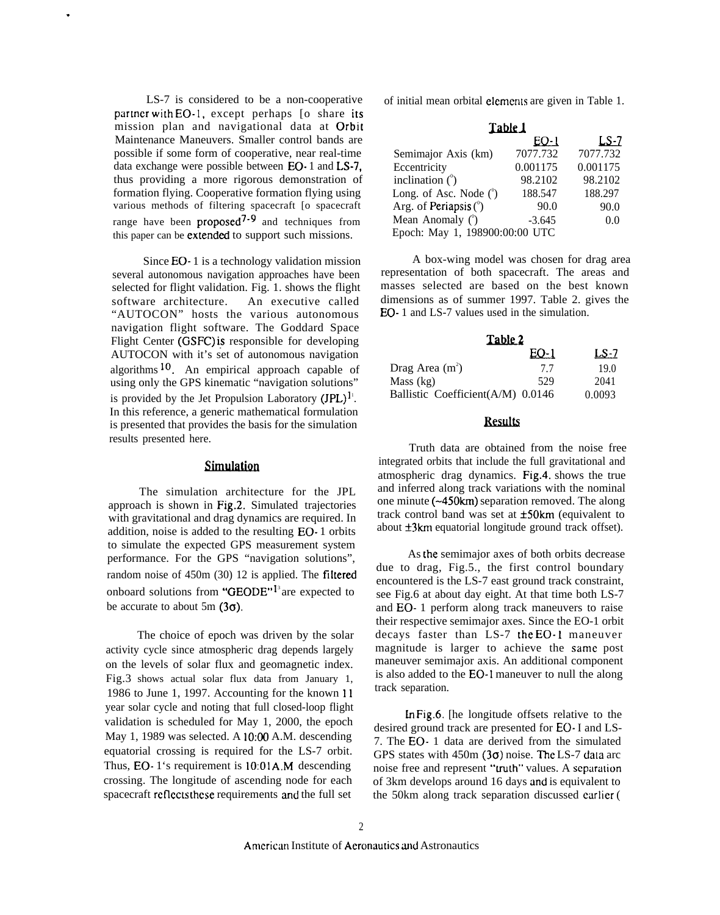LS-7 is considered to be a non-cooperative partner with EO-1, except perhaps [o share its mission plan and navigational data at Orbit Maintenance Maneuvers. Smaller control bands are possible if some form of cooperative, near real-time data exchange were possible between EO-1 and LS-7, thus providing a more rigorous demonstration of formation flying. Cooperative formation flying using various methods of filtering spacecraft [o spacecraft range have been proposed[7-9] and techniques from this paper can be extended to support such missions.

Since EO-1 is a technology validation mission several autonomous navigation approaches have been selected for flight validation. Fig. 1. shows the flight software architecture. An executive called "AUTOCON" hosts the various autonomous navigation flight software. The Goddard Space Flight Center (GSFC) is responsible for developing AUTOCON with it's set of autonomous navigation algorithms[10]. An empirical approach capable of using only the GPS kinematic "navigation solutions" is provided by the Jet Propulsion Laboratory (JPL)[11]. In this reference, a generic mathematical formulation is presented that provides the basis for the simulation results presented here.

## Simulation

The simulation architecture for the JPL approach is shown in Fig.2. Simulated trajectories with gravitational and drag dynamics are required. In addition, noise is added to the resulting EO-1 orbits to simulate the expected GPS measurement system performance. For the GPS "navigation solutions", random noise of 450m (30) 12 is applied. The filtered onboard solutions from "GEODE"[13] are expected to be accurate to about 5m (3σ).

The choice of epoch was driven by the solar activity cycle since atmospheric drag depends largely on the levels of solar flux and geomagnetic index. Fig.3 shows actual solar flux data from January 1, 1986 to June 1, 1997. Accounting for the known 11 year solar cycle and noting that full closed-loop flight validation is scheduled for May 1, 2000, the epoch May 1, 1989 was selected. A 10:00 A.M. descending equatorial crossing is required for the LS-7 orbit. Thus, EO-1's requirement is 10:01A.M descending crossing. The longitude of ascending node for each spacecraft reflects these requirements and the full set of initial mean orbital elements are given in Table 1.

**Table 1**

| | EO-1 | LS-7 |
|---|---|---|
| Semimajor Axis (km) | 7077.732 | 7077.732 |
| Eccentricity | 0.001175 | 0.001175 |
| inclination (°) | 98.2102 | 98.2102 |
| Long. of Asc. Node (°) | 188.547 | 188.297 |
| Arg. of Periapsis (°) | 90.0 | 90.0 |
| Mean Anomaly (°) | -3.645 | 0.0 |
| Epoch: May 1, 198900:00:00 UTC | | |

A box-wing model was chosen for drag area representation of both spacecraft. The areas and masses selected are based on the best known dimensions as of summer 1997. Table 2. gives the EO-1 and LS-7 values used in the simulation.

**Table 2**

| | EO-1 | LS-7 |
|---|---|---|
| Drag Area ($m^2$) | 7.7 | 19.0 |
| Mass (kg) | 529 | 2041 |
| Ballistic Coefficient(A/M) | 0.0146 | 0.0093 |

## Results

Truth data are obtained from the noise free integrated orbits that include the full gravitational and atmospheric drag dynamics. Fig.4. shows the true and inferred along track variations with the nominal one minute (~450km) separation removed. The along track control band was set at ±50km (equivalent to about ±3km equatorial longitude ground track offset).

As the semimajor axes of both orbits decrease due to drag, Fig.5., the first control boundary encountered is the LS-7 east ground track constraint, see Fig.6 at about day eight. At that time both LS-7 and EO-1 perform along track maneuvers to raise their respective semimajor axes. Since the EO-1 orbit decays faster than LS-7 the EO-1 maneuver magnitude is larger to achieve the same post maneuver semimajor axis. An additional component is also added to the EO-1 maneuver to null the along track separation.

In Fig.6. [he longitude offsets relative to the desired ground track are presented for EO-1 and LS-7. The EO-1 data are derived from the simulated GPS states with 450m (3σ) noise. The LS-7 data arc noise free and represent "truth" values. A separation of 3km develops around 16 days and is equivalent to the 50km along track separation discussed earlier (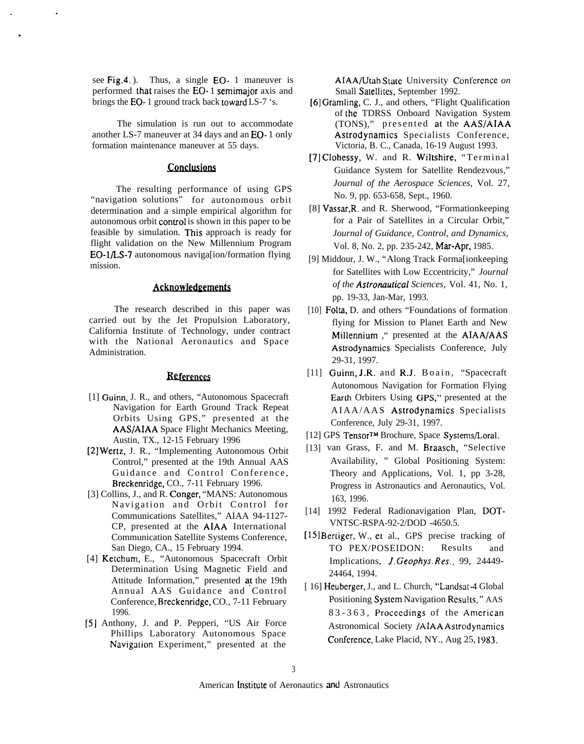see Fig.4.). Thus, a single EO-1 maneuver is performed that raises the EO-1 semimajor axis and brings the EO-1 ground track back toward LS-7 's.

The simulation is run out to accommodate another LS-7 maneuver at 34 days and an EO-1 only formation maintenance maneuver at 55 days.

## Conclusions

The resulting performance of using GPS "navigation solutions" for autonomous orbit determination and a simple empirical algorithm for autonomous orbit control is shown in this paper to be feasible by simulation. This approach is ready for flight validation on the New Millennium Program EO-1/LS-7 autonomous naviga[ion/formation flying mission.

## Acknowledgements

The research described in this paper was carried out by the Jet Propulsion Laboratory, California Institute of Technology, under contract with the National Aeronautics and Space Administration.

## References

[1] Guinn, J. R., and others, "Autonomous Spacecraft Navigation for Earth Ground Track Repeat Orbits Using GPS," presented at the AAS/AIAA Space Flight Mechanics Meeting, Austin, TX., 12-15 February 1996

[2] Wertz, J. R., "Implementing Autonomous Orbit Control," presented at the 19th Annual AAS Guidance and Control Conference, Breckenridge, CO., 7-11 February 1996.

[3] Collins, J., and R. Conger, "MANS: Autonomous Navigation and Orbit Control for Communications Satellites," AIAA 94-1127-CP, presented at the AIAA International Communication Satellite Systems Conference, San Diego, CA., 15 February 1994.

[4] Ketchum, E., "Autonomous Spacecraft Orbit Determination Using Magnetic Field and Attitude Information," presented at the 19th Annual AAS Guidance and Control Conference, Breckenridge, CO., 7-11 February 1996.

[5] Anthony, J. and P. Pepperi, "US Air Force Phillips Laboratory Autonomous Space Navigation Experiment," presented at the AIAA/Utah State University Conference on Small Satellites, September 1992.

[6] Gramling, C. J., and others, "Flight Qualification of the TDRSS Onboard Navigation System (TONS)," presented at the AAS/AIAA Astrodynamics Specialists Conference, Victoria, B. C., Canada, 16-19 August 1993.

[7] Clohessy, W. and R. Wiltshire, "Terminal Guidance System for Satellite Rendezvous," *Journal of the Aerospace Sciences,* Vol. 27, No. 9, pp. 653-658, Sept., 1960.

[8] Vassar, R. and R. Sherwood, "Formationkeeping for a Pair of Satellites in a Circular Orbit," *Journal of Guidance, Control, and Dynamics,* Vol. 8, No. 2, pp. 235-242, Mar-Apr, 1985.

[9] Middour, J. W., "Along Track Forma[ionkeeping for Satellites with Low Eccentricity," *Journal of the Astronautical Sciences,* Vol. 41, No. 1, pp. 19-33, Jan-Mar, 1993.

[10] Folta, D. and others "Foundations of formation flying for Mission to Planet Earth and New Millennium ," presented at the AIAA/AAS Astrodynamics Specialists Conference, July 29-31, 1997.

[11] Guinn, J.R. and R.J. Boain, "Spacecraft Autonomous Navigation for Formation Flying Earth Orbiters Using GPS," presented at the AIAA/AAS Astrodynamics Specialists Conference, July 29-31, 1997.

[12] GPS Tensor™ Brochure, Space Systems/Loral.

[13] van Grass, F. and M. Braasch, "Selective Availability, " Global Positioning System: Theory and Applications, Vol. 1, pp 3-28, Progress in Astronautics and Aeronautics, Vol. 163, 1996.

[14] 1992 Federal Radionavigation Plan, DOT-VNTSC-RSPA-92-2/DOD -4650.5.

[15] Bertiger, W., et al., GPS precise tracking of TO PEX/POSEIDON: Results and Implications, *J.Geophys.Res.,* 99, 24449-24464, 1994.

[16] Heuberger, J., and L. Church, "Landsat-4 Global Positioning System Navigation Results," AAS 83-363, Proceedings of the American Astronomical Society /AIAA Astrodynamics Conference, Lake Placid, NY., Aug 25, 1983.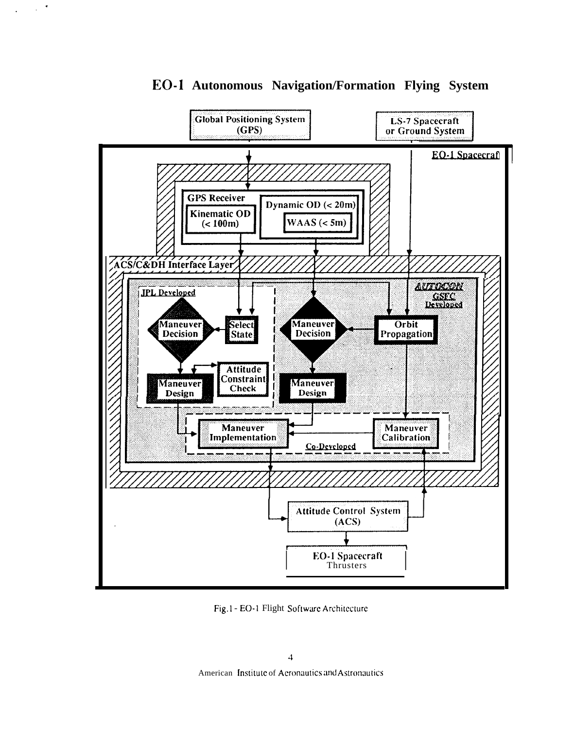# EO-1 Autonomous Navigation/Formation Flying System

Fig.1 - EO-1 Flight Software Architecture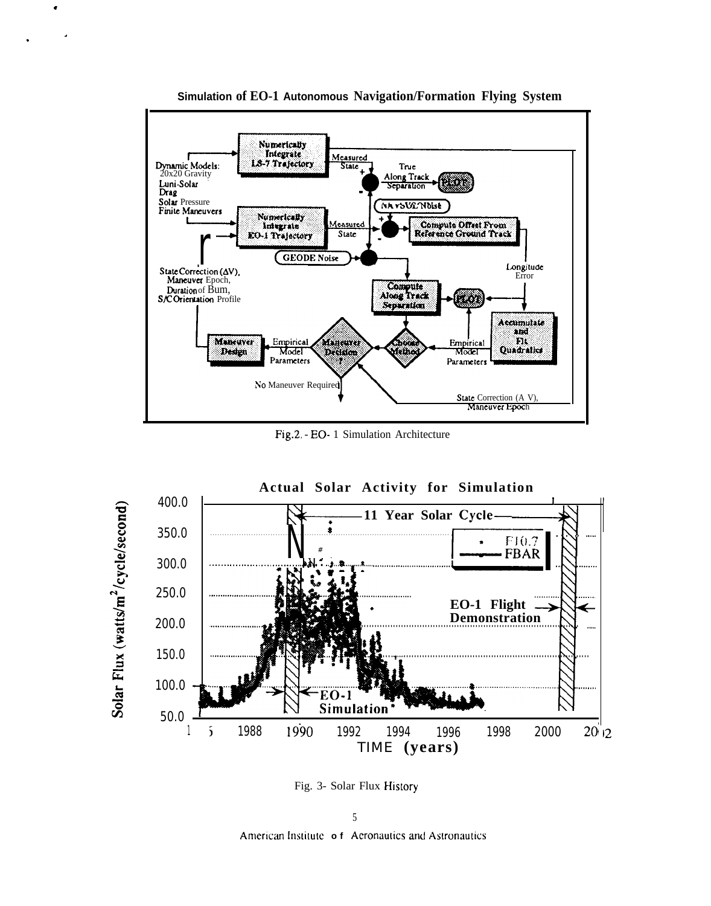**Simulation of EO-1 Autonomous Navigation/Formation Flying System**

Numerically Integrate LS-7 Trajectory

Dynamic Models:
20x20 Gravity
Luni-Solar
Drag
Solar Pressure
Finite Maneuvers

Measured State

True Along Track Separation

PLOT

NAVSOLNoise

Numerically Integrate EO-1 Trajectory

Measured State

Compute Offset From Reference Ground Track

GEODE Noise

Longitude Error

State Correction (ΔV), Maneuver Epoch, Duration of Burn, S/C Orientation Profile

Compute Along Track Separation

PLOT

Accumulate and Fit Quadratics

Maneuver Design

Empirical Model Parameters

Maneuver Decision ?

Choose Method

Empirical Model Parameters

No Maneuver Required

State Correction (A V), Maneuver Epoch

Fig.2. - EO- 1 Simulation Architecture

**Actual Solar Activity for Simulation**

Solar Flux (watts/m²/cycle/second)

400.0, 350.0, 300.0, 250.0, 200.0, 150.0, 100.0, 50.0

11 Year Solar Cycle

F10.7
FBAR

EO-1 Flight Demonstration

EO-1 Simulation

1986, 1988, 1990, 1992, 1994, 1996, 1998, 2000, 2002

TIME (years)

Fig. 3- Solar Flux History

American Institute of Aeronautics and Astronautics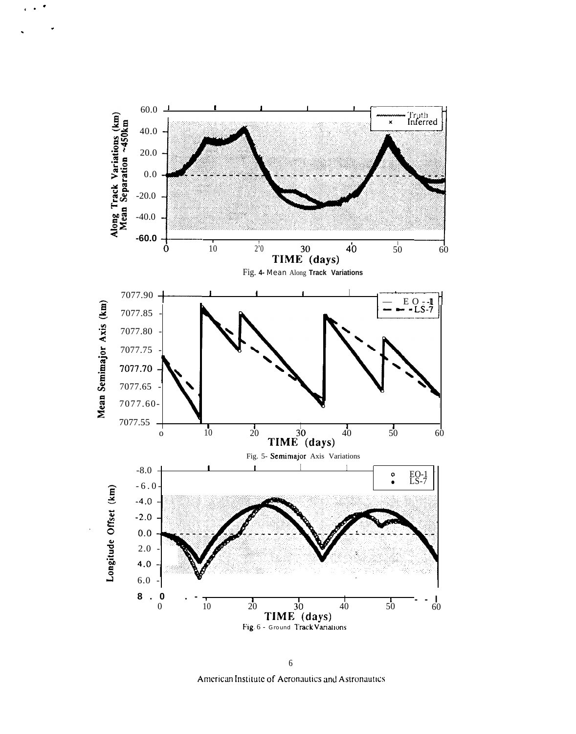60.0
40.0
20.0
0.0
-20.0
-40.0
-60.0

Along Track Variations (km)
Mean Separation ~450km

Truth
Inferred

0
10
20
30
40
50
60

TIME (days)

Fig. 4- Mean Along Track Variations

7077.90
7077.85
7077.80
7077.75
7077.70
7077.65
7077.60
7077.55

Mean Semimajor Axis (km)

EO-1
LS-7

0
10
20
30
40
50
60

TIME (days)

Fig. 5- Semimajor Axis Variations

-8.0
-6.0
-4.0
-2.0
0.0
2.0
4.0
6.0
8.0

Longitude Offset (km)

EO-1
LS-7

0
10
20
30
40
50
60

TIME (days)

Fig. 6 - Ground Track Variations

American Institute of Aeronautics and Astronautics